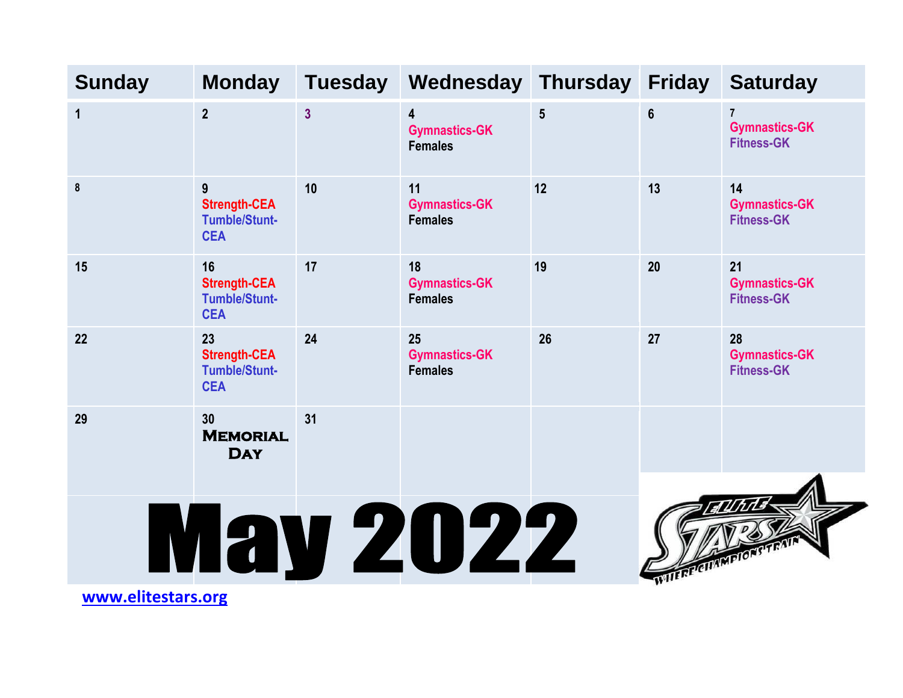# May 2022

| Sunday | Monday | Tuesday | Wednesday | Thursday | Friday | Saturday |
| --- | --- | --- | --- | --- | --- | --- |
| 1 | 2 | 3 | 4 Gymnastics-GK Females | 5 | 6 | 7 Gymnastics-GK Fitness-GK |
| 8 | 9 Strength-CEA Tumble/Stunt-CEA | 10 | 11 Gymnastics-GK Females | 12 | 13 | 14 Gymnastics-GK Fitness-GK |
| 15 | 16 Strength-CEA Tumble/Stunt-CEA | 17 | 18 Gymnastics-GK Females | 19 | 20 | 21 Gymnastics-GK Fitness-GK |
| 22 | 23 Strength-CEA Tumble/Stunt-CEA | 24 | 25 Gymnastics-GK Females | 26 | 27 | 28 Gymnastics-GK Fitness-GK |
| 29 | 30 Memorial Day | 31 | | | | |

Elite Stars — Where Champions Train

www.elitestars.org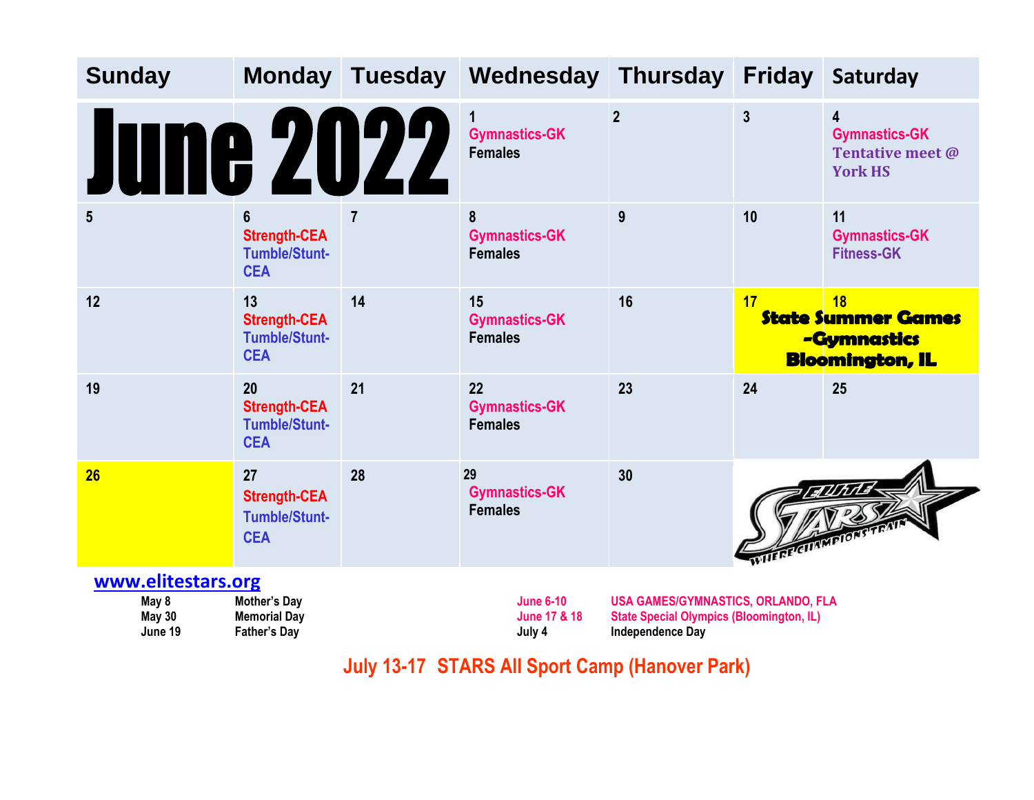# June 2022

| Sunday | Monday | Tuesday | Wednesday | Thursday | Friday | Saturday |
|---|---|---|---|---|---|---|
| | | | 1 Gymnastics-GK Females | 2 | 3 | 4 Gymnastics-GK Tentative meet @ York HS |
| 5 | 6 Strength-CEA Tumble/Stunt-CEA | 7 | 8 Gymnastics-GK Females | 9 | 10 | 11 Gymnastics-GK Fitness-GK |
| 12 | 13 Strength-CEA Tumble/Stunt-CEA | 14 | 15 Gymnastics-GK Females | 16 | 17 **State Summer Games -Gymnastics Bloomington, IL** | 18 **State Summer Games -Gymnastics Bloomington, IL** |
| 19 | 20 Strength-CEA Tumble/Stunt-CEA | 21 | 22 Gymnastics-GK Females | 23 | 24 | 25 |
| 26 | 27 Strength-CEA Tumble/Stunt-CEA | 28 | 29 Gymnastics-GK Females | 30 | | |

ELITE STARS WHERE CHAMPIONS TRAIN

www.elitestars.org

| | |
|---|---|
| May 8 | Mother's Day |
| May 30 | Memorial Day |
| June 19 | Father's Day |

| | |
|---|---|
| June 6-10 | USA GAMES/GYMNASTICS, ORLANDO, FLA |
| June 17 & 18 | State Special Olympics (Bloomington, IL) |
| July 4 | Independence Day |

**July 13-17 STARS All Sport Camp (Hanover Park)**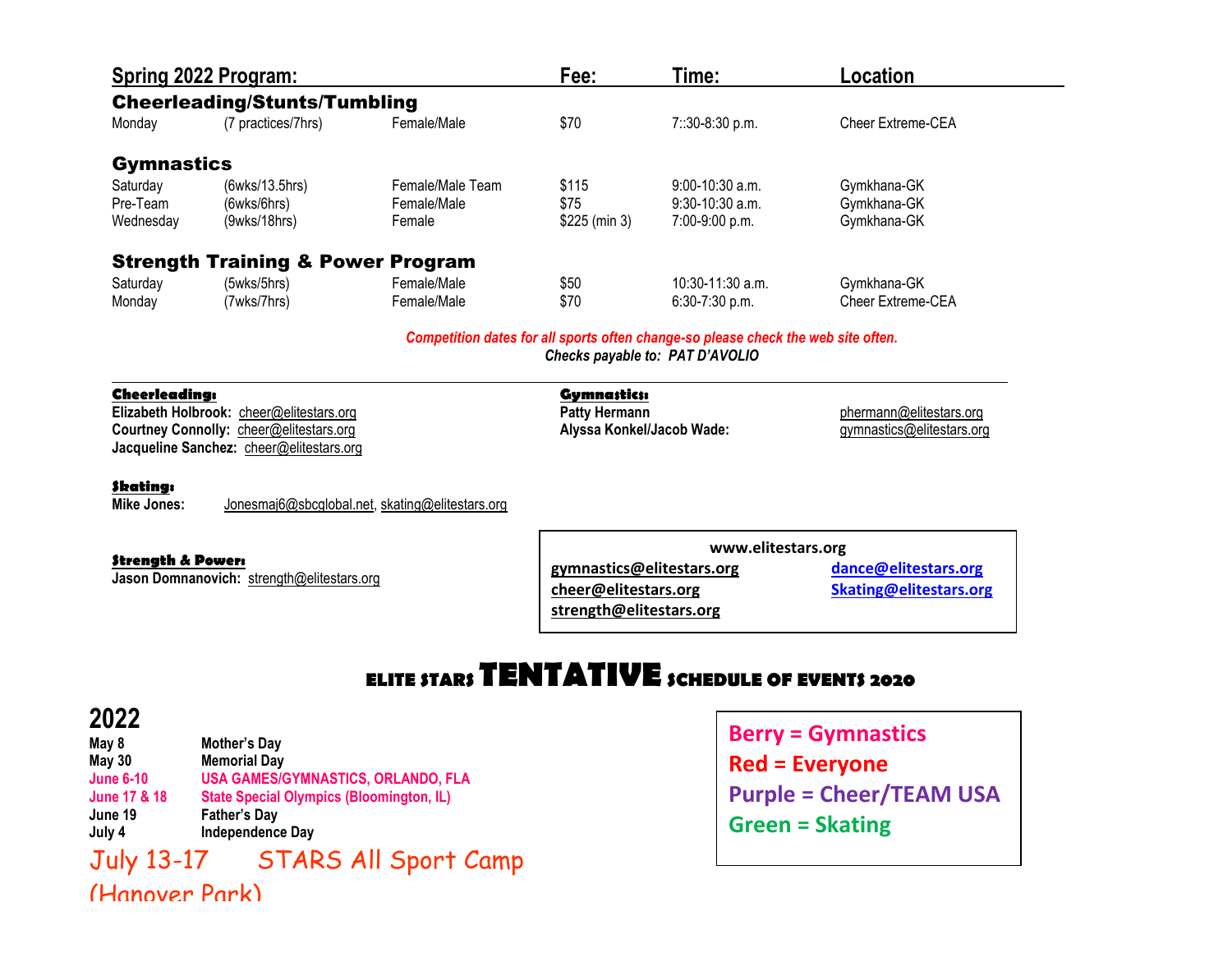| Spring 2022 Program: | | | Fee: | Time: | Location |
|---|---|---|---|---|---|
| **Cheerleading/Stunts/Tumbling** | | | | | |
| Monday | (7 practices/7hrs) | Female/Male | $70 | 7::30-8:30 p.m. | Cheer Extreme-CEA |
| **Gymnastics** | | | | | |
| Saturday | (6wks/13.5hrs) | Female/Male Team | $115 | 9:00-10:30 a.m. | Gymkhana-GK |
| Pre-Team | (6wks/6hrs) | Female/Male | $75 | 9:30-10:30 a.m. | Gymkhana-GK |
| Wednesday | (9wks/18hrs) | Female | $225 (min 3) | 7:00-9:00 p.m. | Gymkhana-GK |
| **Strength Training & Power Program** | | | | | |
| Saturday | (5wks/5hrs) | Female/Male | $50 | 10:30-11:30 a.m. | Gymkhana-GK |
| Monday | (7wks/7hrs) | Female/Male | $70 | 6:30-7:30 p.m. | Cheer Extreme-CEA |

***Competition dates for all sports often change-so please check the web site often.***

***Checks payable to: PAT D'AVOLIO***

**Cheerleading:**
**Elizabeth Holbrook:** cheer@elitestars.org
**Courtney Connolly:** cheer@elitestars.org
**Jacqueline Sanchez:** cheer@elitestars.org

**Gymnastics:**
**Patty Hermann** phermann@elitestars.org
**Alyssa Konkel/Jacob Wade:** gymnastics@elitestars.org

**Skating:**
**Mike Jones:** Jonesmaj6@sbcglobal.net, skating@elitestars.org

**Strength & Power:**
**Jason Domnanovich:** strength@elitestars.org

**www.elitestars.org**
**gymnastics@elitestars.org**
**cheer@elitestars.org**
**strength@elitestars.org**
**dance@elitestars.org**
**Skating@elitestars.org**

# ELITE STARS TENTATIVE SCHEDULE OF EVENTS 2020

## 2022

| | |
|---|---|
| **May 8** | **Mother's Day** |
| **May 30** | **Memorial Day** |
| **June 6-10** | **USA GAMES/GYMNASTICS, ORLANDO, FLA** |
| **June 17 & 18** | **State Special Olympics (Bloomington, IL)** |
| **June 19** | **Father's Day** |
| **July 4** | **Independence Day** |
| July 13-17 | STARS All Sport Camp (Hanover Park) |

**Berry = Gymnastics**
**Red = Everyone**
**Purple = Cheer/TEAM USA**
**Green = Skating**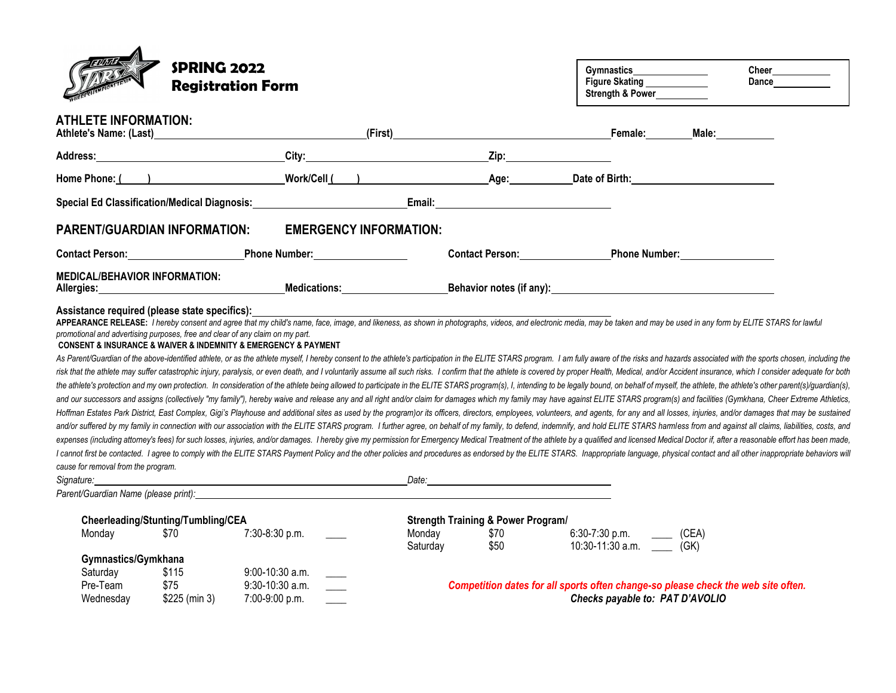# SPRING 2022 Registration Form

Gymnastics\_\_\_\_\_\_\_\_\_\_ Cheer\_\_\_\_\_\_\_\_\_\_
Figure Skating \_\_\_\_\_\_\_\_\_\_ Dance\_\_\_\_\_\_\_\_\_\_
Strength & Power\_\_\_\_\_\_\_\_\_\_

## ATHLETE INFORMATION:

**Athlete's Name: (Last)**\_\_\_\_\_\_\_\_\_\_ **(First)**\_\_\_\_\_\_\_\_\_\_ **Female:**\_\_\_\_\_ **Male:**\_\_\_\_\_

**Address:**\_\_\_\_\_\_\_\_\_\_ **City:**\_\_\_\_\_\_\_\_\_\_ **Zip:**\_\_\_\_\_\_\_\_\_\_

**Home Phone: (    )**\_\_\_\_\_\_\_\_\_\_ **Work/Cell (    )**\_\_\_\_\_\_\_\_\_\_ **Age:**\_\_\_\_\_ **Date of Birth:**\_\_\_\_\_\_\_\_\_\_

**Special Ed Classification/Medical Diagnosis:**\_\_\_\_\_\_\_\_\_\_ **Email:**\_\_\_\_\_\_\_\_\_\_

## PARENT/GUARDIAN INFORMATION: EMERGENCY INFORMATION:

**Contact Person:**\_\_\_\_\_\_\_\_\_\_ **Phone Number:**\_\_\_\_\_\_\_\_\_\_ **Contact Person:**\_\_\_\_\_\_\_\_\_\_ **Phone Number:**\_\_\_\_\_\_\_\_\_\_

**MEDICAL/BEHAVIOR INFORMATION:**
**Allergies:**\_\_\_\_\_\_\_\_\_\_ **Medications:**\_\_\_\_\_\_\_\_\_\_ **Behavior notes (if any):**\_\_\_\_\_\_\_\_\_\_

**Assistance required (please state specifics):**\_\_\_\_\_\_\_\_\_\_

***APPEARANCE RELEASE:*** *I hereby consent and agree that my child's name, face, image, and likeness, as shown in photographs, videos, and electronic media, may be taken and may be used in any form by ELITE STARS for lawful promotional and advertising purposes, free and clear of any claim on my part.*

**CONSENT & INSURANCE & WAIVER & INDEMNITY & EMERGENCY & PAYMENT**

*As Parent/Guardian of the above-identified athlete, or as the athlete myself, I hereby consent to the athlete's participation in the ELITE STARS program. I am fully aware of the risks and hazards associated with the sports chosen, including the risk that the athlete may suffer catastrophic injury, paralysis, or even death, and I voluntarily assume all such risks. I confirm that the athlete is covered by proper Health, Medical, and/or Accident insurance, which I consider adequate for both the athlete's protection and my own protection. In consideration of the athlete being allowed to participate in the ELITE STARS program(s), I, intending to be legally bound, on behalf of myself, the athlete, the athlete's other parent(s)/guardian(s), and our successors and assigns (collectively "my family"), hereby waive and release any and all right and/or claim for damages which my family may have against ELITE STARS program(s) and facilities (Gymkhana, Cheer Extreme Athletics, Hoffman Estates Park District, East Complex, Gigi's Playhouse and additional sites as used by the program)or its officers, directors, employees, volunteers, and agents, for any and all losses, injuries, and/or damages that may be sustained and/or suffered by my family in connection with our association with the ELITE STARS program. I further agree, on behalf of my family, to defend, indemnify, and hold ELITE STARS harmless from and against all claims, liabilities, costs, and expenses (including attorney's fees) for such losses, injuries, and/or damages. I hereby give my permission for Emergency Medical Treatment of the athlete by a qualified and licensed Medical Doctor if, after a reasonable effort has been made, I cannot first be contacted. I agree to comply with the ELITE STARS Payment Policy and the other policies and procedures as endorsed by the ELITE STARS. Inappropriate language, physical contact and all other inappropriate behaviors will cause for removal from the program.*

*Signature:*\_\_\_\_\_\_\_\_\_\_ *Date:*\_\_\_\_\_\_\_\_\_\_

*Parent/Guardian Name (please print):*\_\_\_\_\_\_\_\_\_\_

**Cheerleading/Stunting/Tumbling/CEA**

| | | | |
|---|---|---|---|
| Monday | $70 | 7:30-8:30 p.m. | \_\_\_\_ |

**Gymnastics/Gymkhana**

| | | | |
|---|---|---|---|
| Saturday | $115 | 9:00-10:30 a.m. | \_\_\_\_ |
| Pre-Team | $75 | 9:30-10:30 a.m. | \_\_\_\_ |
| Wednesday | $225 (min 3) | 7:00-9:00 p.m. | \_\_\_\_ |

**Strength Training & Power Program/**

| | | | | |
|---|---|---|---|---|
| Monday | $70 | 6:30-7:30 p.m. | \_\_\_\_ | (CEA) |
| Saturday | $50 | 10:30-11:30 a.m. | \_\_\_\_ | (GK) |

***Competition dates for all sports often change-so please check the web site often.***

***Checks payable to: PAT D'AVOLIO***